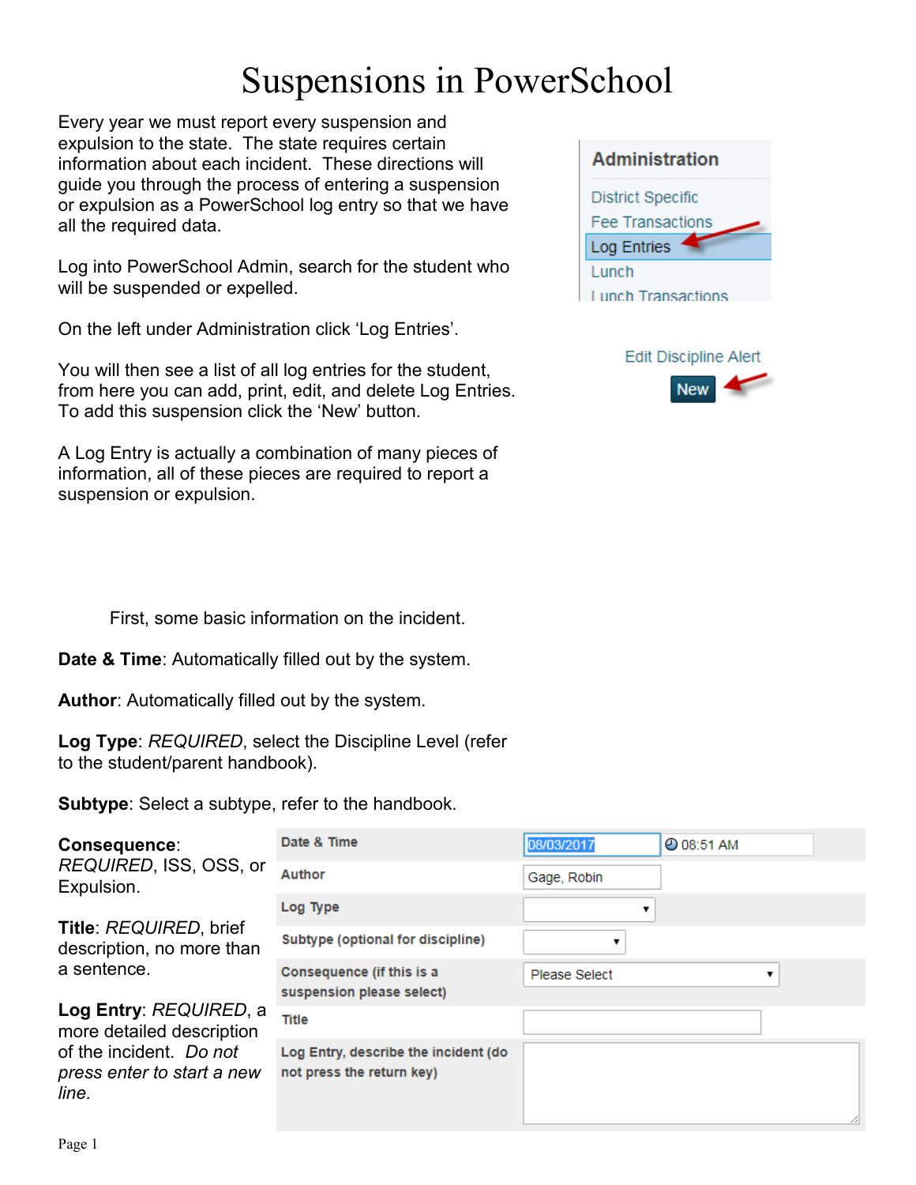# Suspensions in PowerSchool

Every year we must report every suspension and expulsion to the state. The state requires certain information about each incident. These directions will guide you through the process of entering a suspension or expulsion as a PowerSchool log entry so that we have all the required data.

Log into PowerSchool Admin, search for the student who will be suspended or expelled.

On the left under Administration click 'Log Entries'.

You will then see a list of all log entries for the student, from here you can add, print, edit, and delete Log Entries. To add this suspension click the 'New' button.

A Log Entry is actually a combination of many pieces of information, all of these pieces are required to report a suspension or expulsion.

First, some basic information on the incident.

**Date & Time**: Automatically filled out by the system.

**Author**: Automatically filled out by the system.

**Log Type**: *REQUIRED*, select the Discipline Level (refer to the student/parent handbook).

**Subtype**: Select a subtype, refer to the handbook.

**Consequence**: *REQUIRED*, ISS, OSS, or Expulsion.

**Title**: *REQUIRED*, brief description, no more than a sentence.

**Log Entry**: *REQUIRED*, a more detailed description of the incident. *Do not press enter to start a new line.*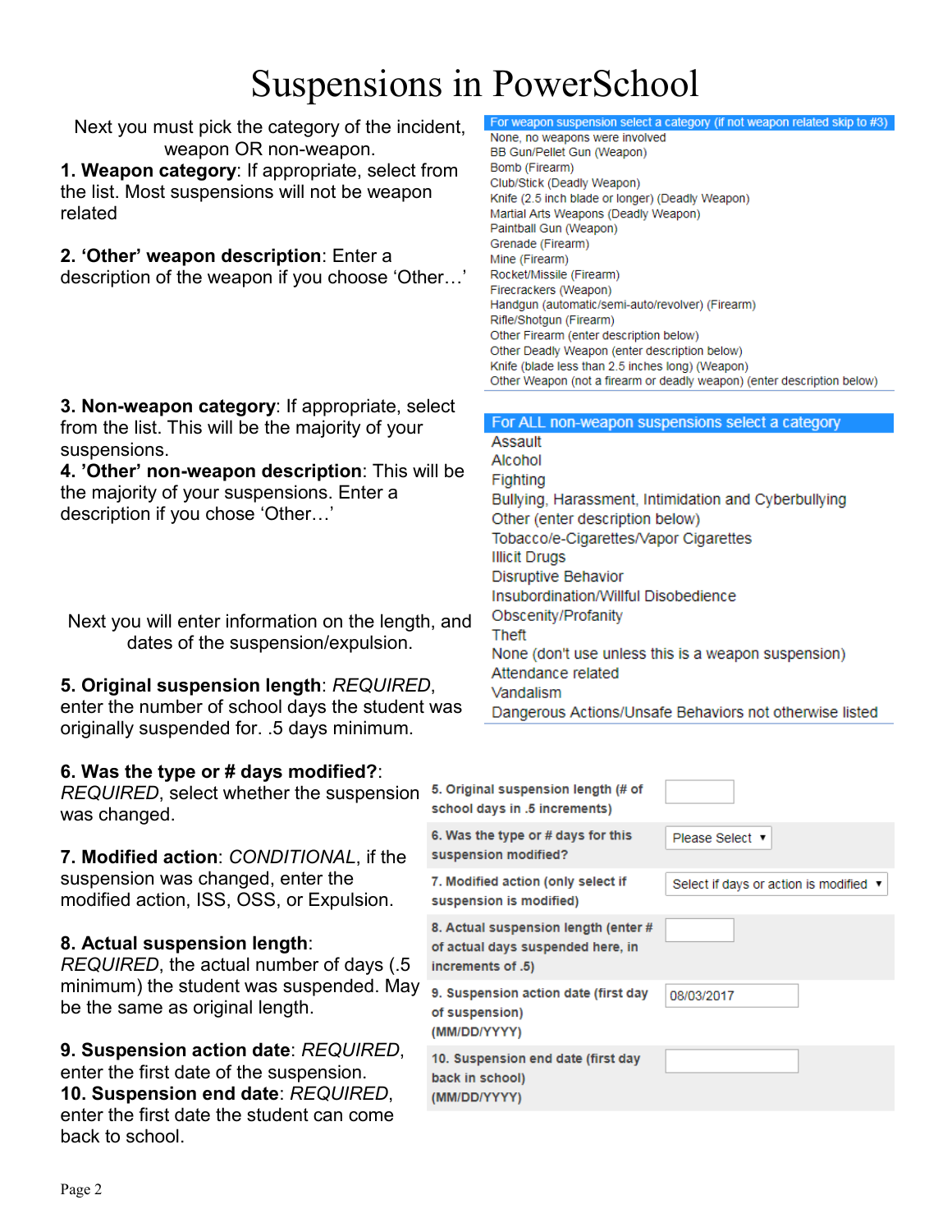# Suspensions in PowerSchool

Next you must pick the category of the incident, weapon OR non-weapon.

**1. Weapon category**: If appropriate, select from the list. Most suspensions will not be weapon related

**2. 'Other' weapon description**: Enter a description of the weapon if you choose 'Other…'

For weapon suspension select a category (if not weapon related skip to #3)

- None, no weapons were involved
- BB Gun/Pellet Gun (Weapon)
- Bomb (Firearm)
- Club/Stick (Deadly Weapon)
- Knife (2.5 inch blade or longer) (Deadly Weapon)
- Martial Arts Weapons (Deadly Weapon)
- Paintball Gun (Weapon)
- Grenade (Firearm)
- Mine (Firearm)
- Rocket/Missile (Firearm)
- Firecrackers (Weapon)
- Handgun (automatic/semi-auto/revolver) (Firearm)
- Rifle/Shotgun (Firearm)
- Other Firearm (enter description below)
- Other Deadly Weapon (enter description below)
- Knife (blade less than 2.5 inches long) (Weapon)
- Other Weapon (not a firearm or deadly weapon) (enter description below)

**3. Non-weapon category**: If appropriate, select from the list. This will be the majority of your suspensions.

**4. 'Other' non-weapon description**: This will be the majority of your suspensions. Enter a description if you chose 'Other…'

For ALL non-weapon suspensions select a category

- Assault
- Alcohol
- Fighting
- Bullying, Harassment, Intimidation and Cyberbullying
- Other (enter description below)
- Tobacco/e-Cigarettes/Vapor Cigarettes
- Illicit Drugs
- Disruptive Behavior
- Insubordination/Willful Disobedience
- Obscenity/Profanity
- Theft
- None (don't use unless this is a weapon suspension)
- Attendance related
- Vandalism
- Dangerous Actions/Unsafe Behaviors not otherwise listed

Next you will enter information on the length, and dates of the suspension/expulsion.

**5. Original suspension length**: *REQUIRED*, enter the number of school days the student was originally suspended for. .5 days minimum.

**6. Was the type or # days modified?**: *REQUIRED*, select whether the suspension was changed.

**7. Modified action**: *CONDITIONAL*, if the suspension was changed, enter the modified action, ISS, OSS, or Expulsion.

**8. Actual suspension length**: *REQUIRED*, the actual number of days (.5 minimum) the student was suspended. May be the same as original length.

**9. Suspension action date**: *REQUIRED*, enter the first date of the suspension.

**10. Suspension end date**: *REQUIRED*, enter the first date the student can come back to school.

| Field | Entry |
|---|---|
| 5. Original suspension length (# of school days in .5 increments) | |
| 6. Was the type or # days for this suspension modified? | Please Select ▼ |
| 7. Modified action (only select if suspension is modified) | Select if days or action is modified ▼ |
| 8. Actual suspension length (enter # of actual days suspended here, in increments of .5) | |
| 9. Suspension action date (first day of suspension) (MM/DD/YYYY) | 08/03/2017 |
| 10. Suspension end date (first day back in school) (MM/DD/YYYY) | |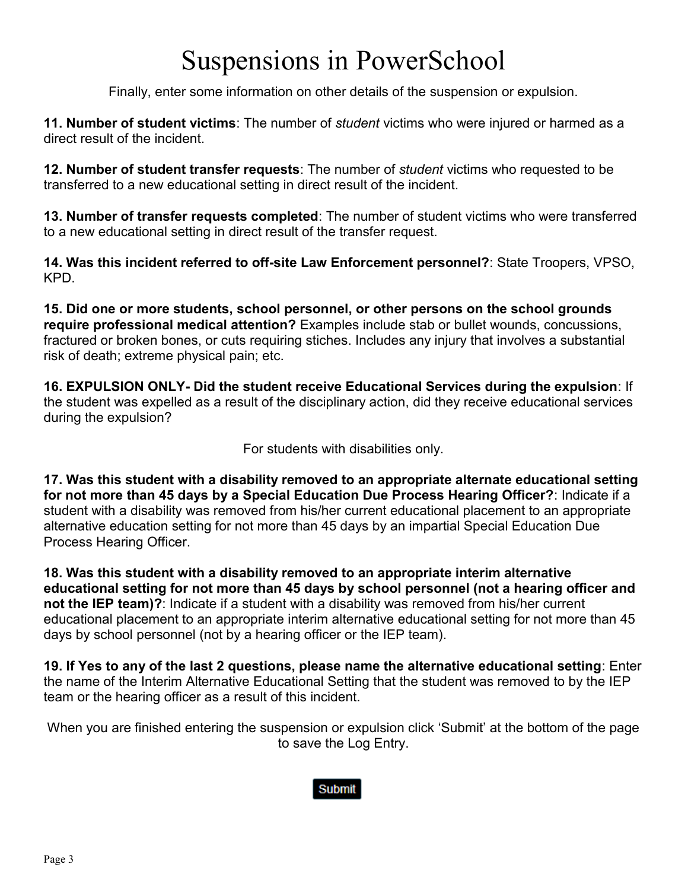# Suspensions in PowerSchool

Finally, enter some information on other details of the suspension or expulsion.

**11. Number of student victims**: The number of *student* victims who were injured or harmed as a direct result of the incident.

**12. Number of student transfer requests**: The number of *student* victims who requested to be transferred to a new educational setting in direct result of the incident.

**13. Number of transfer requests completed**: The number of student victims who were transferred to a new educational setting in direct result of the transfer request.

**14. Was this incident referred to off-site Law Enforcement personnel?**: State Troopers, VPSO, KPD.

**15. Did one or more students, school personnel, or other persons on the school grounds require professional medical attention?** Examples include stab or bullet wounds, concussions, fractured or broken bones, or cuts requiring stiches. Includes any injury that involves a substantial risk of death; extreme physical pain; etc.

**16. EXPULSION ONLY- Did the student receive Educational Services during the expulsion**: If the student was expelled as a result of the disciplinary action, did they receive educational services during the expulsion?

For students with disabilities only.

**17. Was this student with a disability removed to an appropriate alternate educational setting for not more than 45 days by a Special Education Due Process Hearing Officer?**: Indicate if a student with a disability was removed from his/her current educational placement to an appropriate alternative education setting for not more than 45 days by an impartial Special Education Due Process Hearing Officer.

**18. Was this student with a disability removed to an appropriate interim alternative educational setting for not more than 45 days by school personnel (not a hearing officer and not the IEP team)?**: Indicate if a student with a disability was removed from his/her current educational placement to an appropriate interim alternative educational setting for not more than 45 days by school personnel (not by a hearing officer or the IEP team).

**19. If Yes to any of the last 2 questions, please name the alternative educational setting**: Enter the name of the Interim Alternative Educational Setting that the student was removed to by the IEP team or the hearing officer as a result of this incident.

When you are finished entering the suspension or expulsion click 'Submit' at the bottom of the page to save the Log Entry.

Submit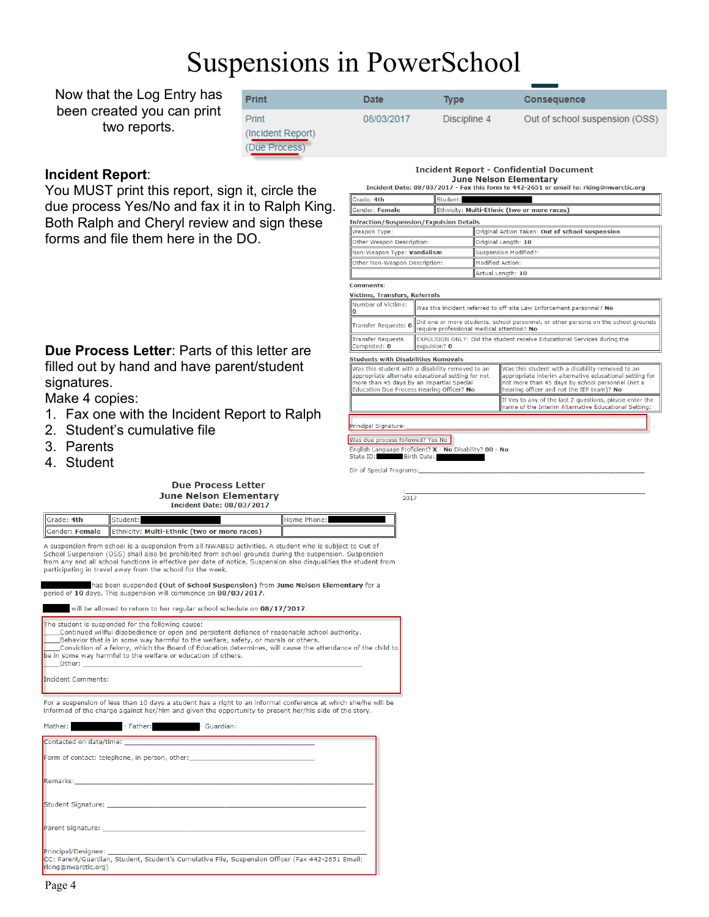# Suspensions in PowerSchool

Now that the Log Entry has been created you can print two reports.

| Print | Date | Type | Consequence |
|---|---|---|---|
| Print (Incident Report) (Due Process) | 08/03/2017 | Discipline 4 | Out of school suspension (OSS) |

**Incident Report**:
You MUST print this report, sign it, circle the due process Yes/No and fax it in to Ralph King. Both Ralph and Cheryl review and sign these forms and file them here in the DO.

**Due Process Letter**: Parts of this letter are filled out by hand and have parent/student signatures.
Make 4 copies:

1. Fax one with the Incident Report to Ralph
2. Student's cumulative file
3. Parents
4. Student

**Incident Report - Confidential Document**
**June Nelson Elementary**
**Incident Date: 08/03/2017 - Fax this form to 442-2651 or email to: rking@nwarctic.org**

| Grade: **4th** | Student: |
|---|---|
| Gender: **Female** | Ethnicity: **Multi-Ethnic (two or more races)** |

**Infraction/Suspension/Expulsion Details**

| | |
|---|---|
| Weapon Type: | Original Action Taken: **Out of school suspension** |
| Other Weapon Description: | Original Length: **10** |
| Non-Weapon Type: **Vandalism** | Suspension Modified?: |
| Other Non-Weapon Description: | Modified Action: |
| | Actual Length: **10** |

**Comments:**

**Victims, Transfers, Referrals**

| | |
|---|---|
| Number of Victims: 0 | Was this incident referred to off-site Law Enforcement personnel? **No** |
| Transfer Requests: **0** | Did one or more students, school personnel, or other persons on the school grounds require professional medical attention? **No** |
| Transfer Requests Completed: **0** | EXPULSION ONLY: Did the student receive Educational Services during the expulsion? **0** |

**Students with Disabilities Removals**

| | |
|---|---|
| Was this student with a disability removed to an appropriate alternate educational setting for not more than 45 days by an impartial Special Education Due Process Hearing Officer? **No** | Was this student with a disability removed to an appropriate interim alternative educational setting for not more than 45 days by school personnel (not a hearing officer and not the IEP team)? **No** |
| | If Yes to any of the last 2 questions, please enter the name of the Interim Alternative Educational Setting: |

Principal Signature:

Was due process followed? Yes No

English Language Proficient? **X - No** Disability? **00 - No**
State ID: Birth Date:

Dir of Special Programs:______________________________

:______________________________
2017

**Due Process Letter**
**June Nelson Elementary**
**Incident Date: 08/03/2017**

| Grade: **4th** | Student: | Home Phone: |
|---|---|---|
| Gender: **Female** | Ethnicity: **Multi-Ethnic (two or more races)** | |

A suspension from school is a suspension from all NWABSD activities. A student who is subject to Out of School Suspension (OSS) shall also be prohibited from school grounds during the suspension. Suspension from any and all school functions is effective per date of notice. Suspension also disqualifies the student from participating in travel away from the school for the week.

has been suspended **(Out of School Suspension)** from **June Nelson Elementary** for a period of **10** days. This suspension will commence on **08/03/2017**.

will be allowed to return to her regular school schedule on **08/17/2017**.

The student is suspended for the following cause:
____Continued willful disobedience or open and persistent defiance of reasonable school authority.
____Behavior that is in some way harmful to the welfare, safety, or morals or others.
____Conviction of a felony, which the Board of Education determines, will cause the attendance of the child to be in some way harmful to the welfare or education of others.
____Other: ______________________________

Incident Comments:

For a suspension of less than 10 days a student has a right to an informal conference at which she/he will be informed of the charge against her/him and given the opportunity to present her/his side of the story.

Mother: - Father: - Guardian:

Contacted on date/time: ______________________________

Form of contact: telephone, in person, other:______________________________

Remarks:______________________________

Student Signature: ______________________________

Parent Signature: ______________________________

Principal/Designee: ______________________________
CC: Parent/Guardian, Student, Student's Cumulative File, Suspension Officer (Fax 442-2651 Email: rking@nwarctic.org)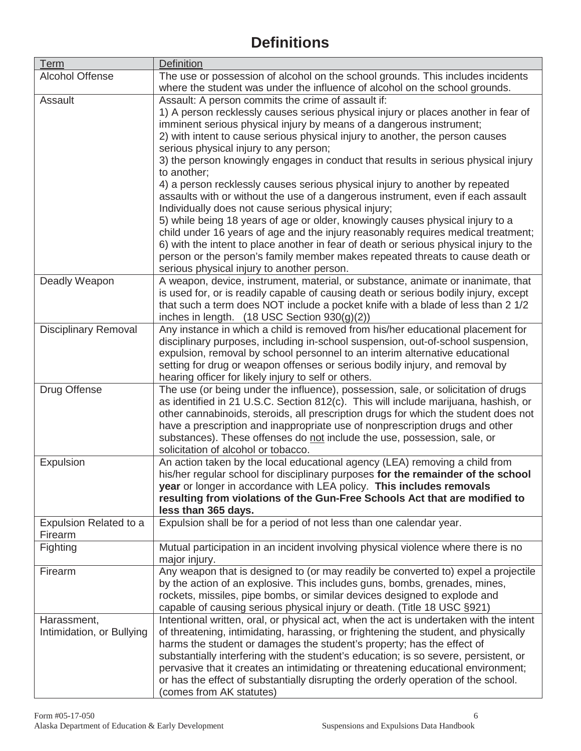# Definitions

| Term | Definition |
|---|---|
| Alcohol Offense | The use or possession of alcohol on the school grounds. This includes incidents where the student was under the influence of alcohol on the school grounds. |
| Assault | Assault: A person commits the crime of assault if:<br>1) A person recklessly causes serious physical injury or places another in fear of imminent serious physical injury by means of a dangerous instrument;<br>2) with intent to cause serious physical injury to another, the person causes serious physical injury to any person;<br>3) the person knowingly engages in conduct that results in serious physical injury to another;<br>4) a person recklessly causes serious physical injury to another by repeated assaults with or without the use of a dangerous instrument, even if each assault Individually does not cause serious physical injury;<br>5) while being 18 years of age or older, knowingly causes physical injury to a child under 16 years of age and the injury reasonably requires medical treatment;<br>6) with the intent to place another in fear of death or serious physical injury to the person or the person's family member makes repeated threats to cause death or serious physical injury to another person. |
| Deadly Weapon | A weapon, device, instrument, material, or substance, animate or inanimate, that is used for, or is readily capable of causing death or serious bodily injury, except that such a term does NOT include a pocket knife with a blade of less than 2 1/2 inches in length. (18 USC Section 930(g)(2)) |
| Disciplinary Removal | Any instance in which a child is removed from his/her educational placement for disciplinary purposes, including in-school suspension, out-of-school suspension, expulsion, removal by school personnel to an interim alternative educational setting for drug or weapon offenses or serious bodily injury, and removal by hearing officer for likely injury to self or others. |
| Drug Offense | The use (or being under the influence), possession, sale, or solicitation of drugs as identified in 21 U.S.C. Section 812(c). This will include marijuana, hashish, or other cannabinoids, steroids, all prescription drugs for which the student does not have a prescription and inappropriate use of nonprescription drugs and other substances). These offenses do not include the use, possession, sale, or solicitation of alcohol or tobacco. |
| Expulsion | An action taken by the local educational agency (LEA) removing a child from his/her regular school for disciplinary purposes **for the remainder of the school year** or longer in accordance with LEA policy. **This includes removals resulting from violations of the Gun-Free Schools Act that are modified to less than 365 days.** |
| Expulsion Related to a Firearm | Expulsion shall be for a period of not less than one calendar year. |
| Fighting | Mutual participation in an incident involving physical violence where there is no major injury. |
| Firearm | Any weapon that is designed to (or may readily be converted to) expel a projectile by the action of an explosive. This includes guns, bombs, grenades, mines, rockets, missiles, pipe bombs, or similar devices designed to explode and capable of causing serious physical injury or death. (Title 18 USC §921) |
| Harassment, Intimidation, or Bullying | Intentional written, oral, or physical act, when the act is undertaken with the intent of threatening, intimidating, harassing, or frightening the student, and physically harms the student or damages the student's property; has the effect of substantially interfering with the student's education; is so severe, persistent, or pervasive that it creates an intimidating or threatening educational environment; or has the effect of substantially disrupting the orderly operation of the school. (comes from AK statutes) |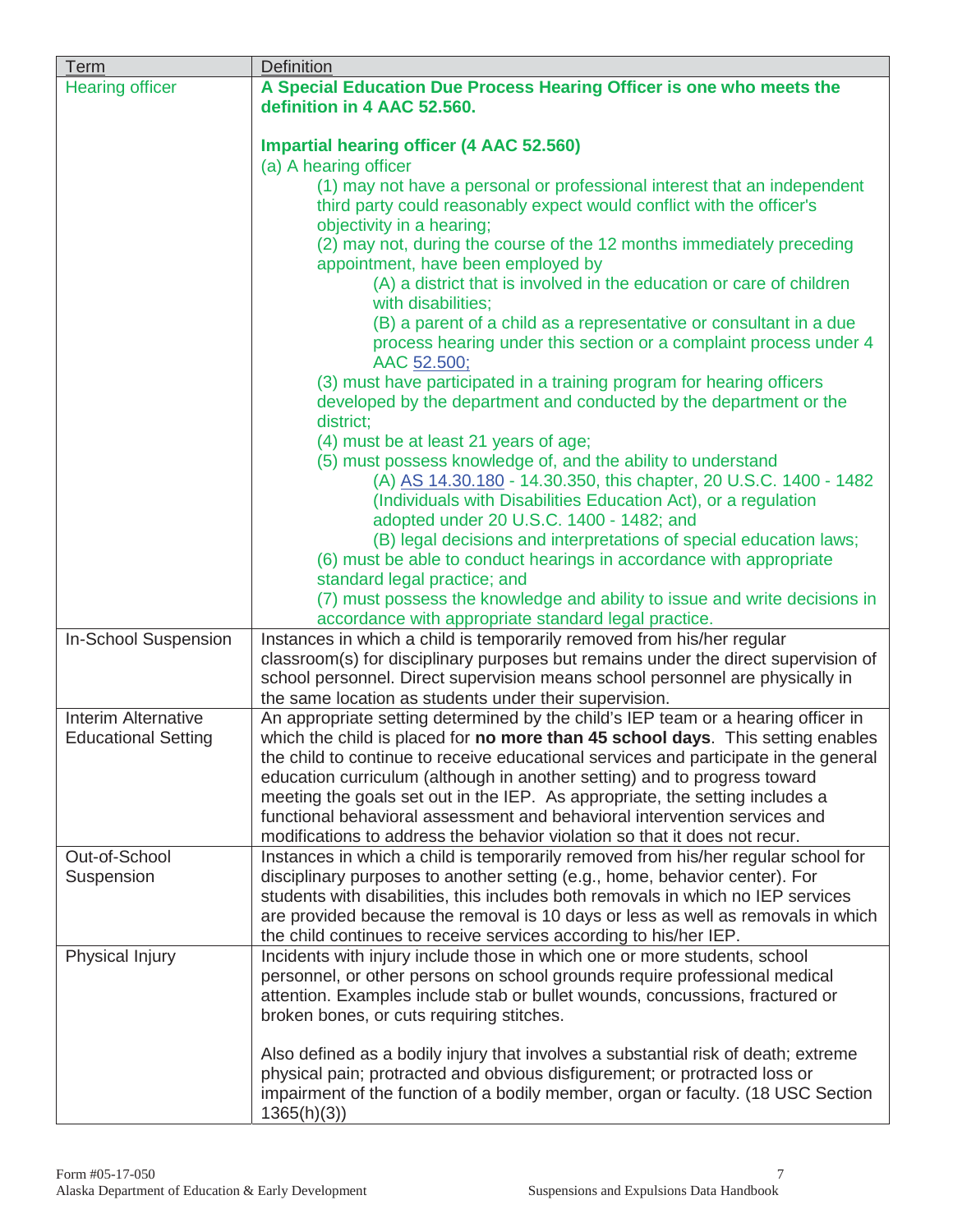| Term | Definition |
| --- | --- |
| Hearing officer | **A Special Education Due Process Hearing Officer is one who meets the definition in 4 AAC 52.560.**<br><br>**Impartial hearing officer (4 AAC 52.560)**<br>(a) A hearing officer<br>(1) may not have a personal or professional interest that an independent third party could reasonably expect would conflict with the officer's objectivity in a hearing;<br>(2) may not, during the course of the 12 months immediately preceding appointment, have been employed by<br>(A) a district that is involved in the education or care of children with disabilities;<br>(B) a parent of a child as a representative or consultant in a due process hearing under this section or a complaint process under 4 AAC 52.500;<br>(3) must have participated in a training program for hearing officers developed by the department and conducted by the department or the district;<br>(4) must be at least 21 years of age;<br>(5) must possess knowledge of, and the ability to understand<br>(A) AS 14.30.180 - 14.30.350, this chapter, 20 U.S.C. 1400 - 1482 (Individuals with Disabilities Education Act), or a regulation adopted under 20 U.S.C. 1400 - 1482; and<br>(B) legal decisions and interpretations of special education laws;<br>(6) must be able to conduct hearings in accordance with appropriate standard legal practice; and<br>(7) must possess the knowledge and ability to issue and write decisions in accordance with appropriate standard legal practice. |
| In-School Suspension | Instances in which a child is temporarily removed from his/her regular classroom(s) for disciplinary purposes but remains under the direct supervision of school personnel. Direct supervision means school personnel are physically in the same location as students under their supervision. |
| Interim Alternative Educational Setting | An appropriate setting determined by the child's IEP team or a hearing officer in which the child is placed for **no more than 45 school days**. This setting enables the child to continue to receive educational services and participate in the general education curriculum (although in another setting) and to progress toward meeting the goals set out in the IEP. As appropriate, the setting includes a functional behavioral assessment and behavioral intervention services and modifications to address the behavior violation so that it does not recur. |
| Out-of-School Suspension | Instances in which a child is temporarily removed from his/her regular school for disciplinary purposes to another setting (e.g., home, behavior center). For students with disabilities, this includes both removals in which no IEP services are provided because the removal is 10 days or less as well as removals in which the child continues to receive services according to his/her IEP. |
| Physical Injury | Incidents with injury include those in which one or more students, school personnel, or other persons on school grounds require professional medical attention. Examples include stab or bullet wounds, concussions, fractured or broken bones, or cuts requiring stitches.<br><br>Also defined as a bodily injury that involves a substantial risk of death; extreme physical pain; protracted and obvious disfigurement; or protracted loss or impairment of the function of a bodily member, organ or faculty. (18 USC Section 1365(h)(3)) |

Form #05-17-050
Alaska Department of Education & Early Development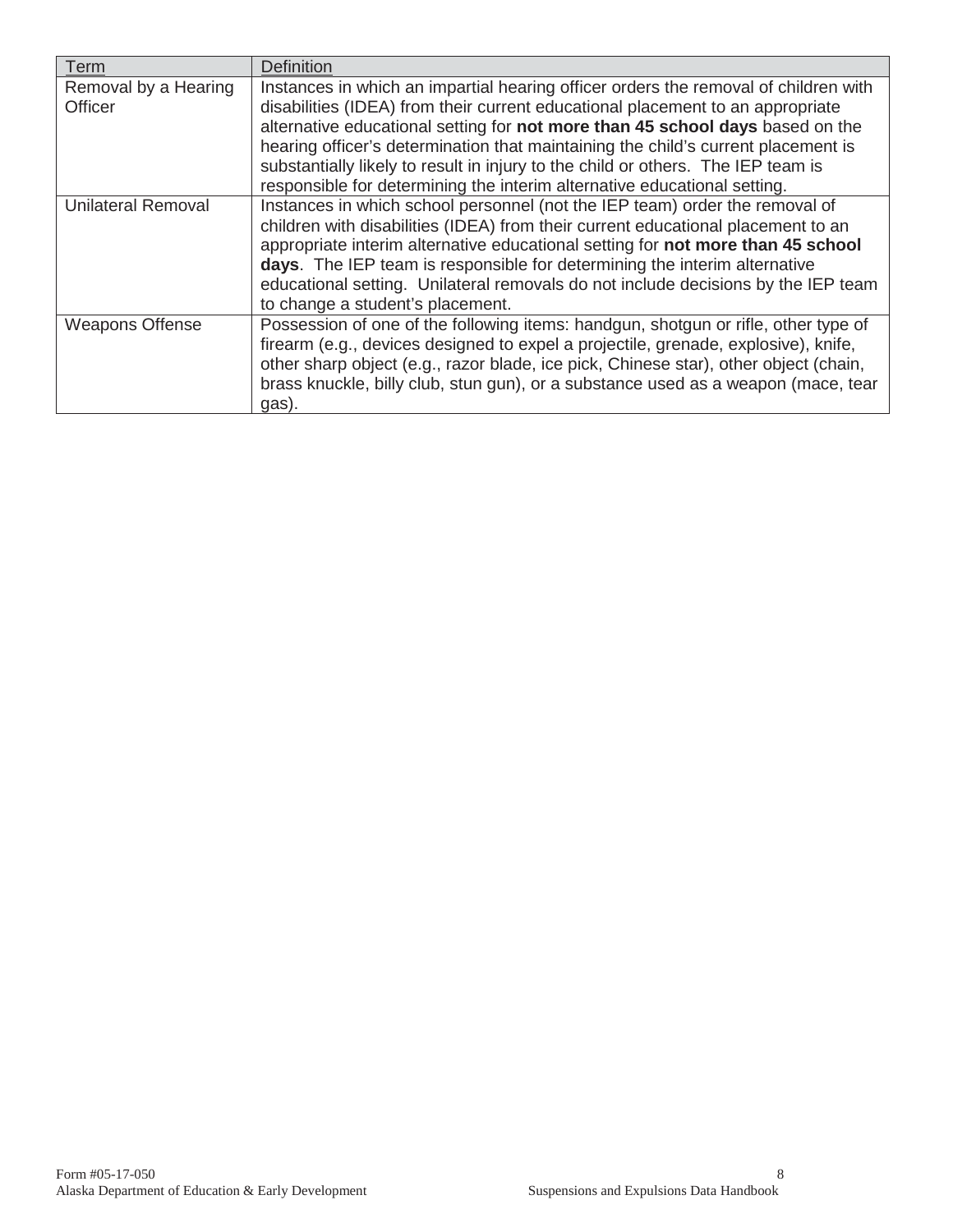| Term | Definition |
|---|---|
| Removal by a Hearing Officer | Instances in which an impartial hearing officer orders the removal of children with disabilities (IDEA) from their current educational placement to an appropriate alternative educational setting for **not more than 45 school days** based on the hearing officer's determination that maintaining the child's current placement is substantially likely to result in injury to the child or others. The IEP team is responsible for determining the interim alternative educational setting. |
| Unilateral Removal | Instances in which school personnel (not the IEP team) order the removal of children with disabilities (IDEA) from their current educational placement to an appropriate interim alternative educational setting for **not more than 45 school days**. The IEP team is responsible for determining the interim alternative educational setting. Unilateral removals do not include decisions by the IEP team to change a student's placement. |
| Weapons Offense | Possession of one of the following items: handgun, shotgun or rifle, other type of firearm (e.g., devices designed to expel a projectile, grenade, explosive), knife, other sharp object (e.g., razor blade, ice pick, Chinese star), other object (chain, brass knuckle, billy club, stun gun), or a substance used as a weapon (mace, tear gas). |